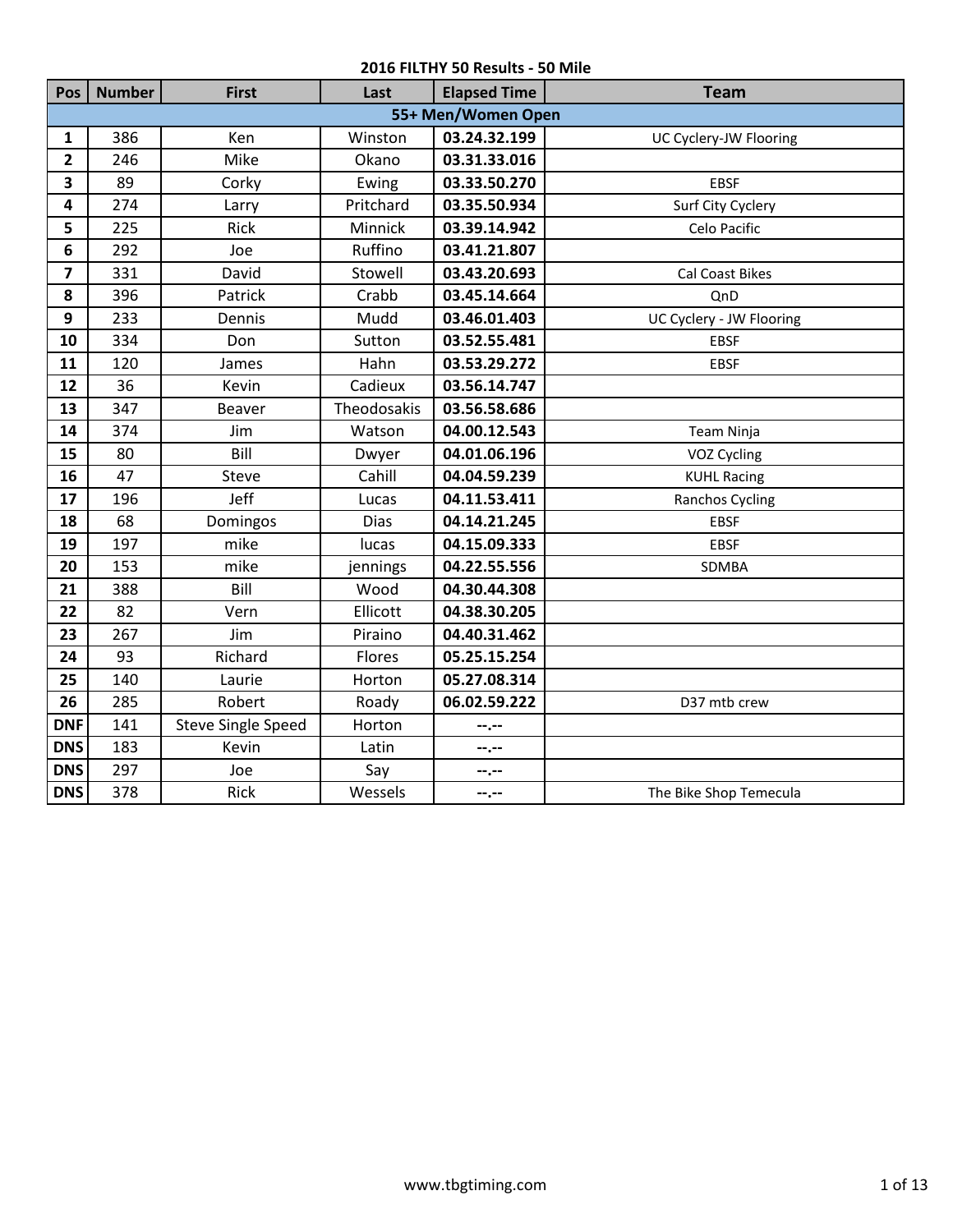# 2016 FILTHY 50 Results - 50 Mile

| Pos | Number | First | Last | Elapsed Time | Team |
|---|---|---|---|---|---|
| **55+ Men/Women Open** | | | | | |
| 1 | 386 | Ken | Winston | 03.24.32.199 | UC Cyclery-JW Flooring |
| 2 | 246 | Mike | Okano | 03.31.33.016 | |
| 3 | 89 | Corky | Ewing | 03.33.50.270 | EBSF |
| 4 | 274 | Larry | Pritchard | 03.35.50.934 | Surf City Cyclery |
| 5 | 225 | Rick | Minnick | 03.39.14.942 | Celo Pacific |
| 6 | 292 | Joe | Ruffino | 03.41.21.807 | |
| 7 | 331 | David | Stowell | 03.43.20.693 | Cal Coast Bikes |
| 8 | 396 | Patrick | Crabb | 03.45.14.664 | QnD |
| 9 | 233 | Dennis | Mudd | 03.46.01.403 | UC Cyclery - JW Flooring |
| 10 | 334 | Don | Sutton | 03.52.55.481 | EBSF |
| 11 | 120 | James | Hahn | 03.53.29.272 | EBSF |
| 12 | 36 | Kevin | Cadieux | 03.56.14.747 | |
| 13 | 347 | Beaver | Theodosakis | 03.56.58.686 | |
| 14 | 374 | Jim | Watson | 04.00.12.543 | Team Ninja |
| 15 | 80 | Bill | Dwyer | 04.01.06.196 | VOZ Cycling |
| 16 | 47 | Steve | Cahill | 04.04.59.239 | KUHL Racing |
| 17 | 196 | Jeff | Lucas | 04.11.53.411 | Ranchos Cycling |
| 18 | 68 | Domingos | Dias | 04.14.21.245 | EBSF |
| 19 | 197 | mike | lucas | 04.15.09.333 | EBSF |
| 20 | 153 | mike | jennings | 04.22.55.556 | SDMBA |
| 21 | 388 | Bill | Wood | 04.30.44.308 | |
| 22 | 82 | Vern | Ellicott | 04.38.30.205 | |
| 23 | 267 | Jim | Piraino | 04.40.31.462 | |
| 24 | 93 | Richard | Flores | 05.25.15.254 | |
| 25 | 140 | Laurie | Horton | 05.27.08.314 | |
| 26 | 285 | Robert | Roady | 06.02.59.222 | D37 mtb crew |
| DNF | 141 | Steve Single Speed | Horton | --.-- | |
| DNS | 183 | Kevin | Latin | --.-- | |
| DNS | 297 | Joe | Say | --.-- | |
| DNS | 378 | Rick | Wessels | --.-- | The Bike Shop Temecula |

www.tbgtiming.com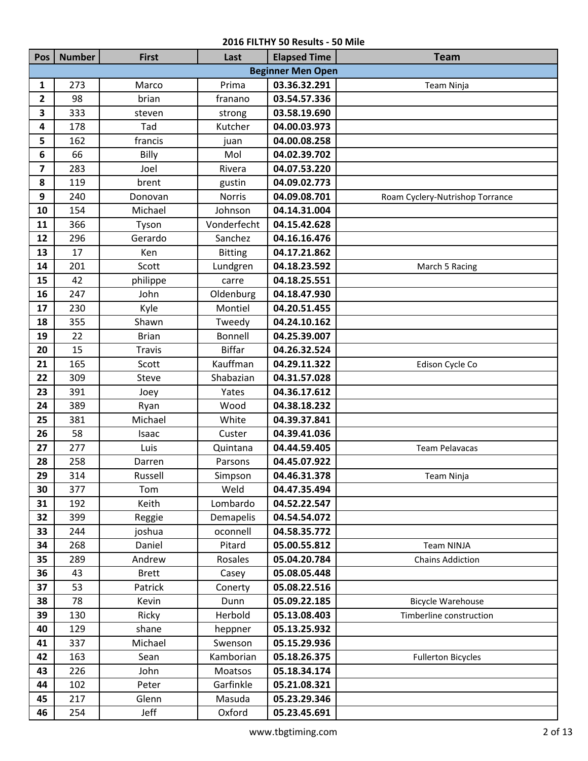**2016 FILTHY 50 Results - 50 Mile**

| Pos | Number | First | Last | Elapsed Time | Team |
|---|---|---|---|---|---|
| **Beginner Men Open** | | | | | |
| 1 | 273 | Marco | Prima | 03.36.32.291 | Team Ninja |
| 2 | 98 | brian | franano | 03.54.57.336 | |
| 3 | 333 | steven | strong | 03.58.19.690 | |
| 4 | 178 | Tad | Kutcher | 04.00.03.973 | |
| 5 | 162 | francis | juan | 04.00.08.258 | |
| 6 | 66 | Billy | Mol | 04.02.39.702 | |
| 7 | 283 | Joel | Rivera | 04.07.53.220 | |
| 8 | 119 | brent | gustin | 04.09.02.773 | |
| 9 | 240 | Donovan | Norris | 04.09.08.701 | Roam Cyclery-Nutrishop Torrance |
| 10 | 154 | Michael | Johnson | 04.14.31.004 | |
| 11 | 366 | Tyson | Vonderfecht | 04.15.42.628 | |
| 12 | 296 | Gerardo | Sanchez | 04.16.16.476 | |
| 13 | 17 | Ken | Bitting | 04.17.21.862 | |
| 14 | 201 | Scott | Lundgren | 04.18.23.592 | March 5 Racing |
| 15 | 42 | philippe | carre | 04.18.25.551 | |
| 16 | 247 | John | Oldenburg | 04.18.47.930 | |
| 17 | 230 | Kyle | Montiel | 04.20.51.455 | |
| 18 | 355 | Shawn | Tweedy | 04.24.10.162 | |
| 19 | 22 | Brian | Bonnell | 04.25.39.007 | |
| 20 | 15 | Travis | Biffar | 04.26.32.524 | |
| 21 | 165 | Scott | Kauffman | 04.29.11.322 | Edison Cycle Co |
| 22 | 309 | Steve | Shabazian | 04.31.57.028 | |
| 23 | 391 | Joey | Yates | 04.36.17.612 | |
| 24 | 389 | Ryan | Wood | 04.38.18.232 | |
| 25 | 381 | Michael | White | 04.39.37.841 | |
| 26 | 58 | Isaac | Custer | 04.39.41.036 | |
| 27 | 277 | Luis | Quintana | 04.44.59.405 | Team Pelavacas |
| 28 | 258 | Darren | Parsons | 04.45.07.922 | |
| 29 | 314 | Russell | Simpson | 04.46.31.378 | Team Ninja |
| 30 | 377 | Tom | Weld | 04.47.35.494 | |
| 31 | 192 | Keith | Lombardo | 04.52.22.547 | |
| 32 | 399 | Reggie | Demapelis | 04.54.54.072 | |
| 33 | 244 | joshua | oconnell | 04.58.35.772 | |
| 34 | 268 | Daniel | Pitard | 05.00.55.812 | Team NINJA |
| 35 | 289 | Andrew | Rosales | 05.04.20.784 | Chains Addiction |
| 36 | 43 | Brett | Casey | 05.08.05.448 | |
| 37 | 53 | Patrick | Conerty | 05.08.22.516 | |
| 38 | 78 | Kevin | Dunn | 05.09.22.185 | Bicycle Warehouse |
| 39 | 130 | Ricky | Herbold | 05.13.08.403 | Timberline construction |
| 40 | 129 | shane | heppner | 05.13.25.932 | |
| 41 | 337 | Michael | Swenson | 05.15.29.936 | |
| 42 | 163 | Sean | Kamborian | 05.18.26.375 | Fullerton Bicycles |
| 43 | 226 | John | Moatsos | 05.18.34.174 | |
| 44 | 102 | Peter | Garfinkle | 05.21.08.321 | |
| 45 | 217 | Glenn | Masuda | 05.23.29.346 | |
| 46 | 254 | Jeff | Oxford | 05.23.45.691 | |

www.tbgtiming.com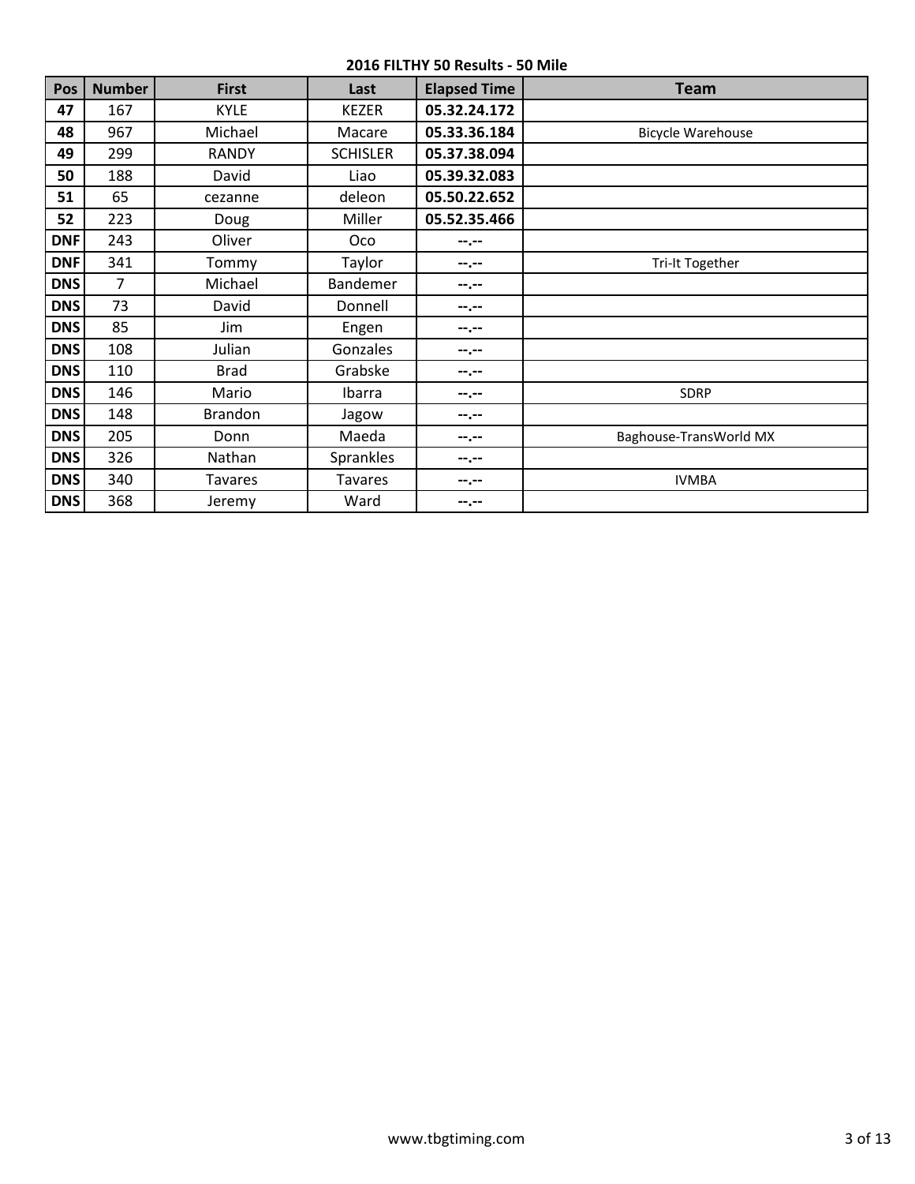**2016 FILTHY 50 Results - 50 Mile**

| Pos | Number | First | Last | Elapsed Time | Team |
|---|---|---|---|---|---|
| **47** | 167 | KYLE | KEZER | **05.32.24.172** | |
| **48** | 967 | Michael | Macare | **05.33.36.184** | Bicycle Warehouse |
| **49** | 299 | RANDY | SCHISLER | **05.37.38.094** | |
| **50** | 188 | David | Liao | **05.39.32.083** | |
| **51** | 65 | cezanne | deleon | **05.50.22.652** | |
| **52** | 223 | Doug | Miller | **05.52.35.466** | |
| **DNF** | 243 | Oliver | Oco | **--.--** | |
| **DNF** | 341 | Tommy | Taylor | **--.--** | Tri-It Together |
| **DNS** | 7 | Michael | Bandemer | **--.--** | |
| **DNS** | 73 | David | Donnell | **--.--** | |
| **DNS** | 85 | Jim | Engen | **--.--** | |
| **DNS** | 108 | Julian | Gonzales | **--.--** | |
| **DNS** | 110 | Brad | Grabske | **--.--** | |
| **DNS** | 146 | Mario | Ibarra | **--.--** | SDRP |
| **DNS** | 148 | Brandon | Jagow | **--.--** | |
| **DNS** | 205 | Donn | Maeda | **--.--** | Baghouse-TransWorld MX |
| **DNS** | 326 | Nathan | Sprankles | **--.--** | |
| **DNS** | 340 | Tavares | Tavares | **--.--** | IVMBA |
| **DNS** | 368 | Jeremy | Ward | **--.--** | |

www.tbgtiming.com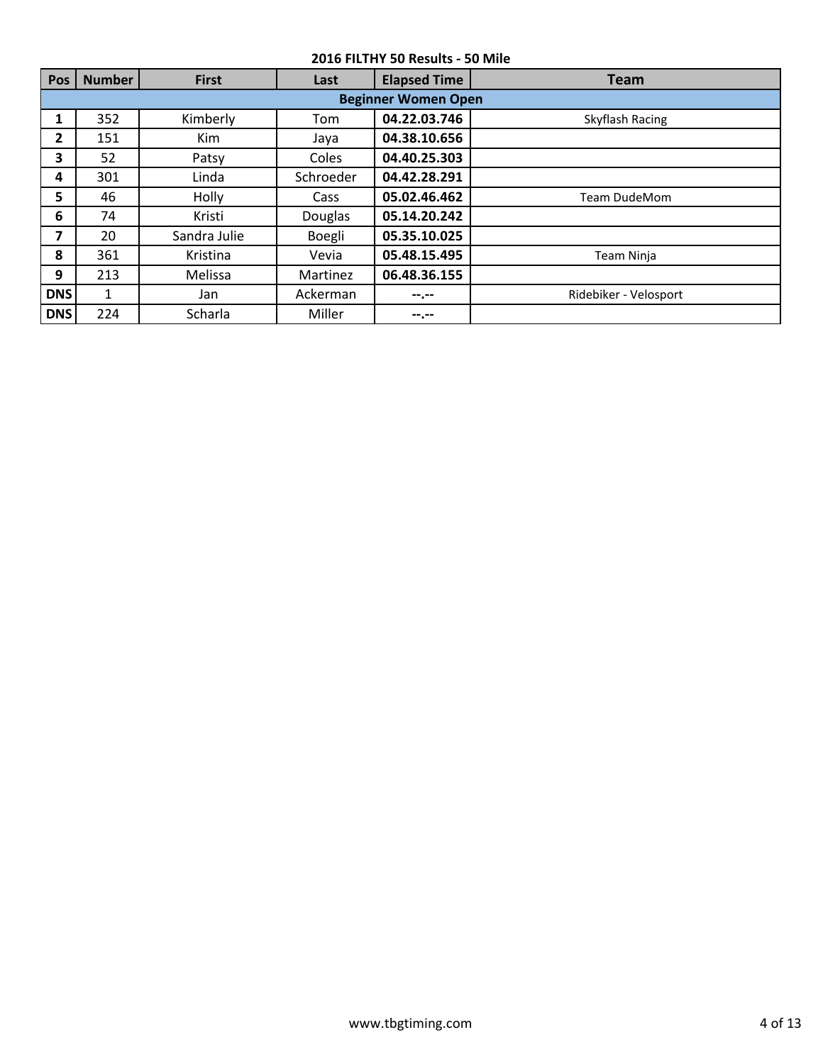**2016 FILTHY 50 Results - 50 Mile**

| Pos | Number | First | Last | Elapsed Time | Team |
|---|---|---|---|---|---|
| **Beginner Women Open** | | | | | |
| **1** | 352 | Kimberly | Tom | **04.22.03.746** | Skyflash Racing |
| **2** | 151 | Kim | Jaya | **04.38.10.656** | |
| **3** | 52 | Patsy | Coles | **04.40.25.303** | |
| **4** | 301 | Linda | Schroeder | **04.42.28.291** | |
| **5** | 46 | Holly | Cass | **05.02.46.462** | Team DudeMom |
| **6** | 74 | Kristi | Douglas | **05.14.20.242** | |
| **7** | 20 | Sandra Julie | Boegli | **05.35.10.025** | |
| **8** | 361 | Kristina | Vevia | **05.48.15.495** | Team Ninja |
| **9** | 213 | Melissa | Martinez | **06.48.36.155** | |
| **DNS** | 1 | Jan | Ackerman | **--.--** | Ridebiker - Velosport |
| **DNS** | 224 | Scharla | Miller | **--.--** | |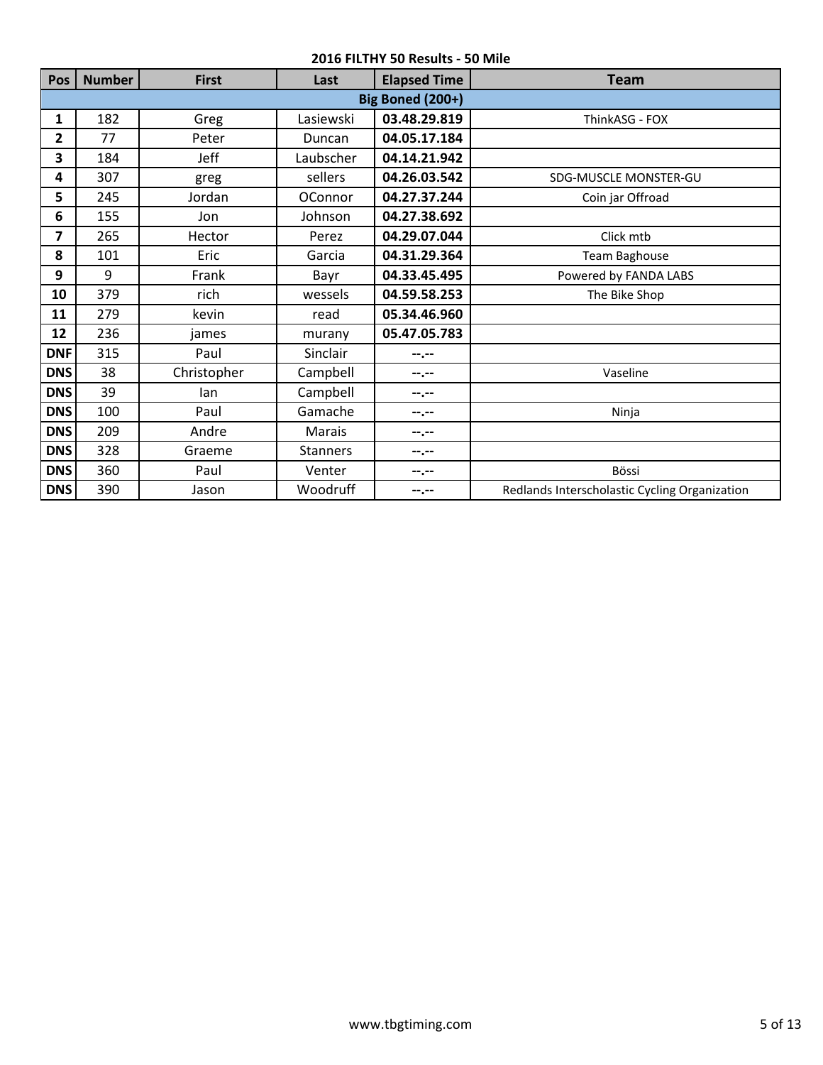## 2016 FILTHY 50 Results - 50 Mile

| Pos | Number | First | Last | Elapsed Time | Team |
|---|---|---|---|---|---|
| **Big Boned (200+)** | | | | | |
| **1** | 182 | Greg | Lasiewski | **03.48.29.819** | ThinkASG - FOX |
| **2** | 77 | Peter | Duncan | **04.05.17.184** | |
| **3** | 184 | Jeff | Laubscher | **04.14.21.942** | |
| **4** | 307 | greg | sellers | **04.26.03.542** | SDG-MUSCLE MONSTER-GU |
| **5** | 245 | Jordan | OConnor | **04.27.37.244** | Coin jar Offroad |
| **6** | 155 | Jon | Johnson | **04.27.38.692** | |
| **7** | 265 | Hector | Perez | **04.29.07.044** | Click mtb |
| **8** | 101 | Eric | Garcia | **04.31.29.364** | Team Baghouse |
| **9** | 9 | Frank | Bayr | **04.33.45.495** | Powered by FANDA LABS |
| **10** | 379 | rich | wessels | **04.59.58.253** | The Bike Shop |
| **11** | 279 | kevin | read | **05.34.46.960** | |
| **12** | 236 | james | murany | **05.47.05.783** | |
| **DNF** | 315 | Paul | Sinclair | **--.--** | |
| **DNS** | 38 | Christopher | Campbell | **--.--** | Vaseline |
| **DNS** | 39 | Ian | Campbell | **--.--** | |
| **DNS** | 100 | Paul | Gamache | **--.--** | Ninja |
| **DNS** | 209 | Andre | Marais | **--.--** | |
| **DNS** | 328 | Graeme | Stanners | **--.--** | |
| **DNS** | 360 | Paul | Venter | **--.--** | Bössi |
| **DNS** | 390 | Jason | Woodruff | **--.--** | Redlands Interscholastic Cycling Organization |

www.tbgtiming.com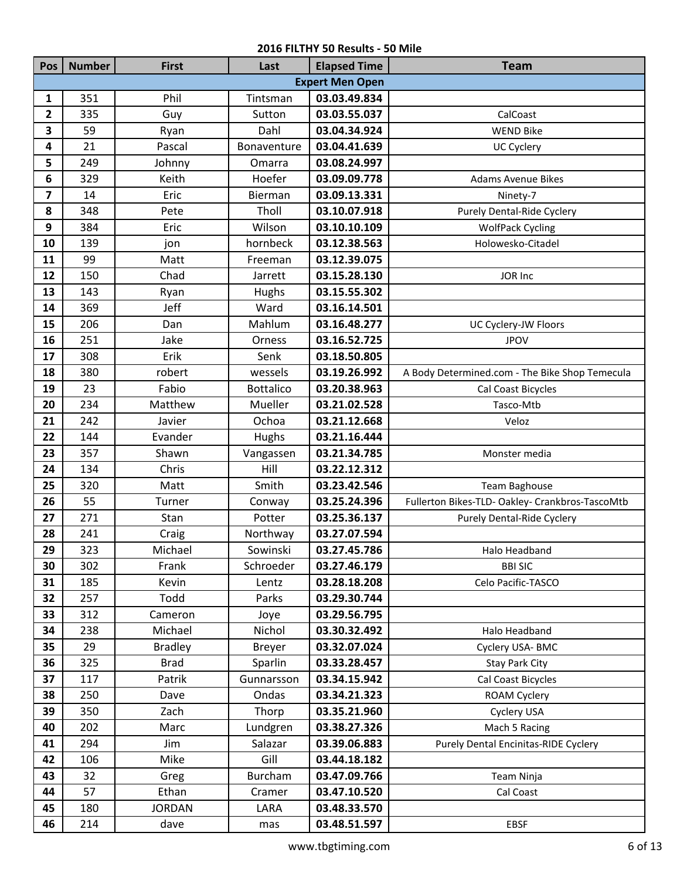## 2016 FILTHY 50 Results - 50 Mile

| Pos | Number | First | Last | Elapsed Time | Team |
|---|---|---|---|---|---|
| **Expert Men Open** | | | | | |
| 1 | 351 | Phil | Tintsman | 03.03.49.834 | |
| 2 | 335 | Guy | Sutton | 03.03.55.037 | CalCoast |
| 3 | 59 | Ryan | Dahl | 03.04.34.924 | WEND Bike |
| 4 | 21 | Pascal | Bonaventure | 03.04.41.639 | UC Cyclery |
| 5 | 249 | Johnny | Omarra | 03.08.24.997 | |
| 6 | 329 | Keith | Hoefer | 03.09.09.778 | Adams Avenue Bikes |
| 7 | 14 | Eric | Bierman | 03.09.13.331 | Ninety-7 |
| 8 | 348 | Pete | Tholl | 03.10.07.918 | Purely Dental-Ride Cyclery |
| 9 | 384 | Eric | Wilson | 03.10.10.109 | WolfPack Cycling |
| 10 | 139 | jon | hornbeck | 03.12.38.563 | Holowesko-Citadel |
| 11 | 99 | Matt | Freeman | 03.12.39.075 | |
| 12 | 150 | Chad | Jarrett | 03.15.28.130 | JOR Inc |
| 13 | 143 | Ryan | Hughs | 03.15.55.302 | |
| 14 | 369 | Jeff | Ward | 03.16.14.501 | |
| 15 | 206 | Dan | Mahlum | 03.16.48.277 | UC Cyclery-JW Floors |
| 16 | 251 | Jake | Orness | 03.16.52.725 | JPOV |
| 17 | 308 | Erik | Senk | 03.18.50.805 | |
| 18 | 380 | robert | wessels | 03.19.26.992 | A Body Determined.com - The Bike Shop Temecula |
| 19 | 23 | Fabio | Bottalico | 03.20.38.963 | Cal Coast Bicycles |
| 20 | 234 | Matthew | Mueller | 03.21.02.528 | Tasco-Mtb |
| 21 | 242 | Javier | Ochoa | 03.21.12.668 | Veloz |
| 22 | 144 | Evander | Hughs | 03.21.16.444 | |
| 23 | 357 | Shawn | Vangassen | 03.21.34.785 | Monster media |
| 24 | 134 | Chris | Hill | 03.22.12.312 | |
| 25 | 320 | Matt | Smith | 03.23.42.546 | Team Baghouse |
| 26 | 55 | Turner | Conway | 03.25.24.396 | Fullerton Bikes-TLD- Oakley- Crankbros-TascoMtb |
| 27 | 271 | Stan | Potter | 03.25.36.137 | Purely Dental-Ride Cyclery |
| 28 | 241 | Craig | Northway | 03.27.07.594 | |
| 29 | 323 | Michael | Sowinski | 03.27.45.786 | Halo Headband |
| 30 | 302 | Frank | Schroeder | 03.27.46.179 | BBI SIC |
| 31 | 185 | Kevin | Lentz | 03.28.18.208 | Celo Pacific-TASCO |
| 32 | 257 | Todd | Parks | 03.29.30.744 | |
| 33 | 312 | Cameron | Joye | 03.29.56.795 | |
| 34 | 238 | Michael | Nichol | 03.30.32.492 | Halo Headband |
| 35 | 29 | Bradley | Breyer | 03.32.07.024 | Cyclery USA- BMC |
| 36 | 325 | Brad | Sparlin | 03.33.28.457 | Stay Park City |
| 37 | 117 | Patrik | Gunnarsson | 03.34.15.942 | Cal Coast Bicycles |
| 38 | 250 | Dave | Ondas | 03.34.21.323 | ROAM Cyclery |
| 39 | 350 | Zach | Thorp | 03.35.21.960 | Cyclery USA |
| 40 | 202 | Marc | Lundgren | 03.38.27.326 | Mach 5 Racing |
| 41 | 294 | Jim | Salazar | 03.39.06.883 | Purely Dental Encinitas-RIDE Cyclery |
| 42 | 106 | Mike | Gill | 03.44.18.182 | |
| 43 | 32 | Greg | Burcham | 03.47.09.766 | Team Ninja |
| 44 | 57 | Ethan | Cramer | 03.47.10.520 | Cal Coast |
| 45 | 180 | JORDAN | LARA | 03.48.33.570 | |
| 46 | 214 | dave | mas | 03.48.51.597 | EBSF |

www.tbgtiming.com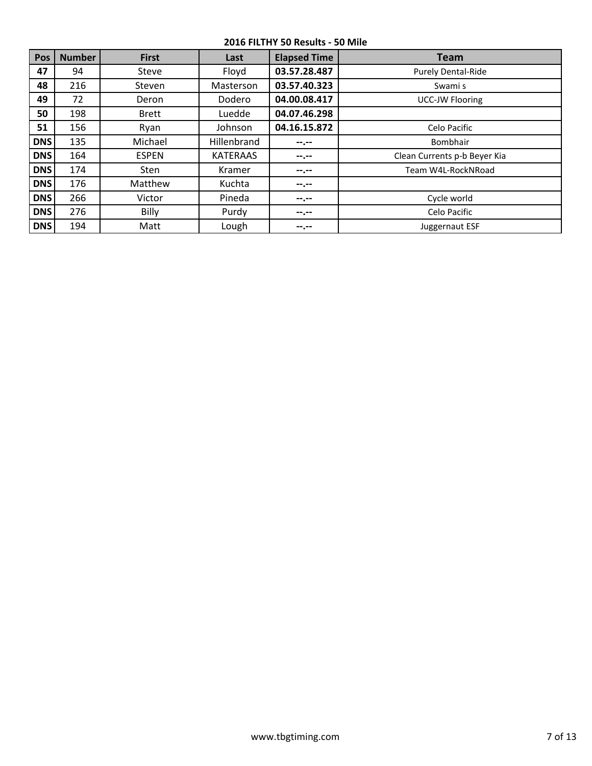**2016 FILTHY 50 Results - 50 Mile**

| Pos | Number | First | Last | Elapsed Time | Team |
|---|---|---|---|---|---|
| **47** | 94 | Steve | Floyd | **03.57.28.487** | Purely Dental-Ride |
| **48** | 216 | Steven | Masterson | **03.57.40.323** | Swami s |
| **49** | 72 | Deron | Dodero | **04.00.08.417** | UCC-JW Flooring |
| **50** | 198 | Brett | Luedde | **04.07.46.298** | |
| **51** | 156 | Ryan | Johnson | **04.16.15.872** | Celo Pacific |
| **DNS** | 135 | Michael | Hillenbrand | **--.--** | Bombhair |
| **DNS** | 164 | ESPEN | KATERAAS | **--.--** | Clean Currents p-b Beyer Kia |
| **DNS** | 174 | Sten | Kramer | **--.--** | Team W4L-RockNRoad |
| **DNS** | 176 | Matthew | Kuchta | **--.--** | |
| **DNS** | 266 | Victor | Pineda | **--.--** | Cycle world |
| **DNS** | 276 | Billy | Purdy | **--.--** | Celo Pacific |
| **DNS** | 194 | Matt | Lough | **--.--** | Juggernaut ESF |

www.tbgtiming.com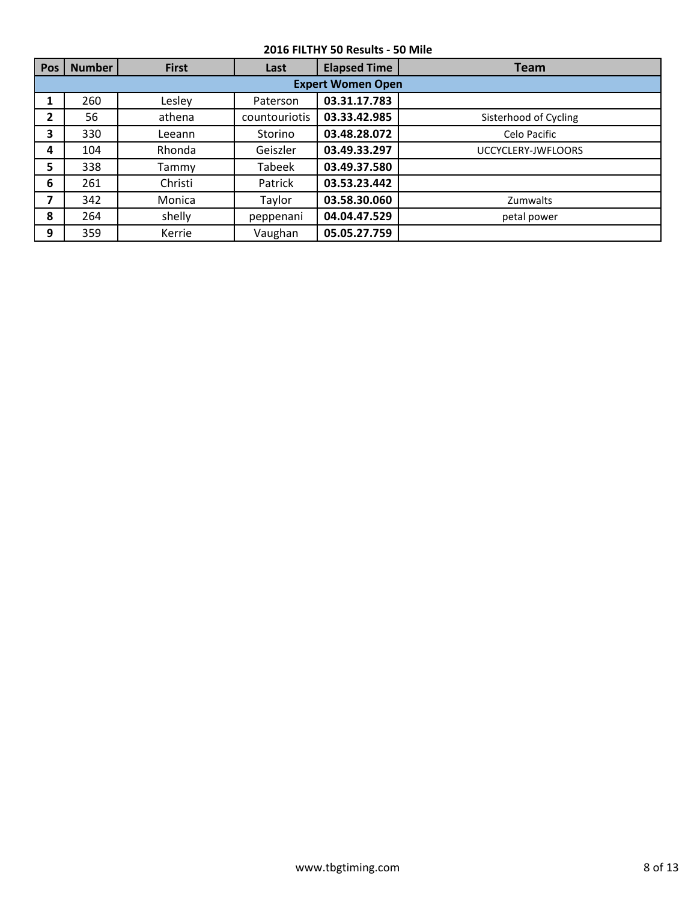**2016 FILTHY 50 Results - 50 Mile**

| Pos | Number | First | Last | Elapsed Time | Team |
|---|---|---|---|---|---|
| **Expert Women Open** | | | | | |
| 1 | 260 | Lesley | Paterson | 03.31.17.783 | |
| 2 | 56 | athena | countouriotis | 03.33.42.985 | Sisterhood of Cycling |
| 3 | 330 | Leeann | Storino | 03.48.28.072 | Celo Pacific |
| 4 | 104 | Rhonda | Geiszler | 03.49.33.297 | UCCYCLERY-JWFLOORS |
| 5 | 338 | Tammy | Tabeek | 03.49.37.580 | |
| 6 | 261 | Christi | Patrick | 03.53.23.442 | |
| 7 | 342 | Monica | Taylor | 03.58.30.060 | Zumwalts |
| 8 | 264 | shelly | peppenani | 04.04.47.529 | petal power |
| 9 | 359 | Kerrie | Vaughan | 05.05.27.759 | |

www.tbgtiming.com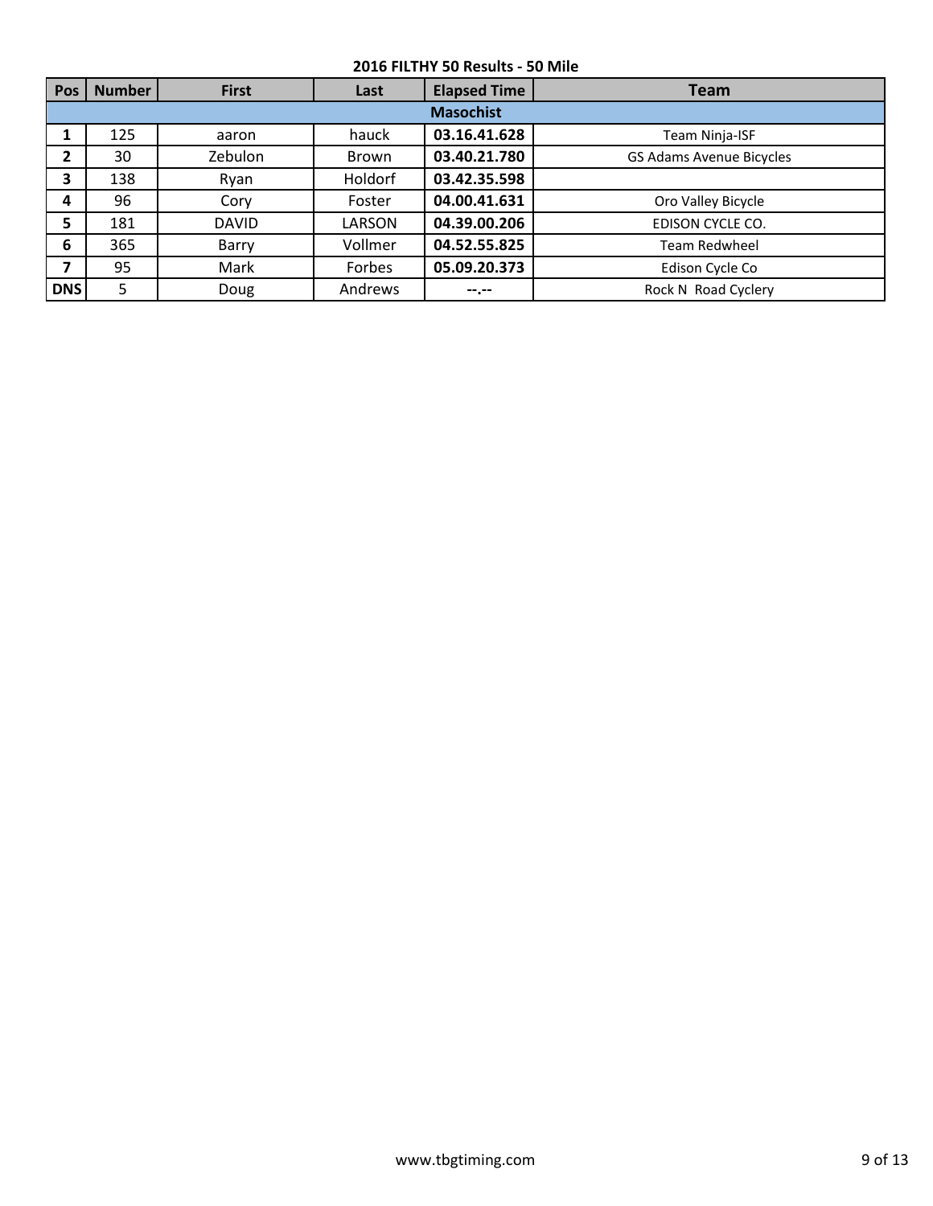**2016 FILTHY 50 Results - 50 Mile**

| Pos | Number | First | Last | Elapsed Time | Team |
|---|---|---|---|---|---|
| **Masochist** | | | | | |
| **1** | 125 | aaron | hauck | **03.16.41.628** | Team Ninja-ISF |
| **2** | 30 | Zebulon | Brown | **03.40.21.780** | GS Adams Avenue Bicycles |
| **3** | 138 | Ryan | Holdorf | **03.42.35.598** | |
| **4** | 96 | Cory | Foster | **04.00.41.631** | Oro Valley Bicycle |
| **5** | 181 | DAVID | LARSON | **04.39.00.206** | EDISON CYCLE CO. |
| **6** | 365 | Barry | Vollmer | **04.52.55.825** | Team Redwheel |
| **7** | 95 | Mark | Forbes | **05.09.20.373** | Edison Cycle Co |
| **DNS** | 5 | Doug | Andrews | **--.--** | Rock N Road Cyclery |

www.tbgtiming.com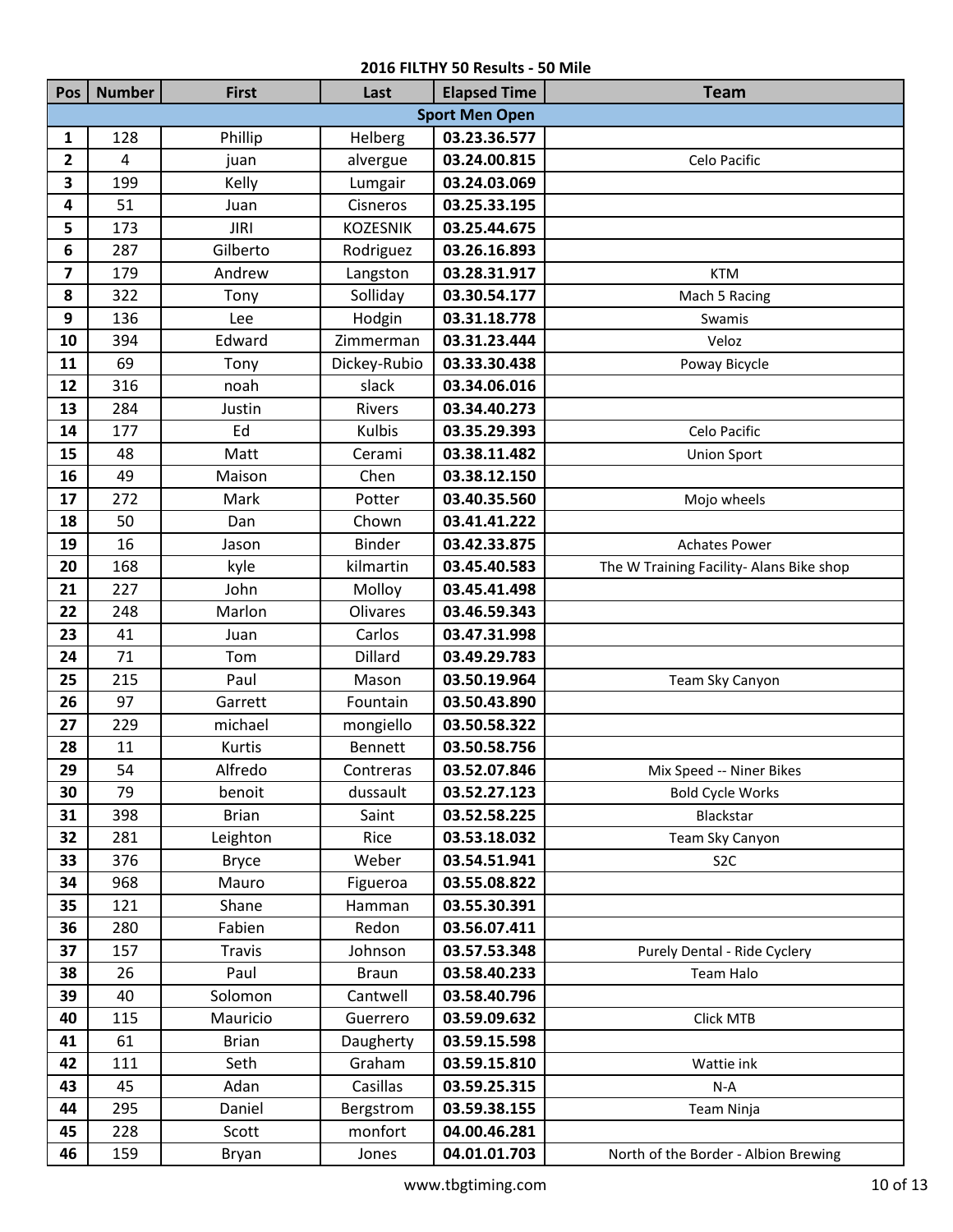## 2016 FILTHY 50 Results - 50 Mile

| Pos | Number | First | Last | Elapsed Time | Team |
|---|---|---|---|---|---|
| | | | Sport Men Open | | |
| 1 | 128 | Phillip | Helberg | 03.23.36.577 | |
| 2 | 4 | juan | alvergue | 03.24.00.815 | Celo Pacific |
| 3 | 199 | Kelly | Lumgair | 03.24.03.069 | |
| 4 | 51 | Juan | Cisneros | 03.25.33.195 | |
| 5 | 173 | JIRI | KOZESNIK | 03.25.44.675 | |
| 6 | 287 | Gilberto | Rodriguez | 03.26.16.893 | |
| 7 | 179 | Andrew | Langston | 03.28.31.917 | KTM |
| 8 | 322 | Tony | Solliday | 03.30.54.177 | Mach 5 Racing |
| 9 | 136 | Lee | Hodgin | 03.31.18.778 | Swamis |
| 10 | 394 | Edward | Zimmerman | 03.31.23.444 | Veloz |
| 11 | 69 | Tony | Dickey-Rubio | 03.33.30.438 | Poway Bicycle |
| 12 | 316 | noah | slack | 03.34.06.016 | |
| 13 | 284 | Justin | Rivers | 03.34.40.273 | |
| 14 | 177 | Ed | Kulbis | 03.35.29.393 | Celo Pacific |
| 15 | 48 | Matt | Cerami | 03.38.11.482 | Union Sport |
| 16 | 49 | Maison | Chen | 03.38.12.150 | |
| 17 | 272 | Mark | Potter | 03.40.35.560 | Mojo wheels |
| 18 | 50 | Dan | Chown | 03.41.41.222 | |
| 19 | 16 | Jason | Binder | 03.42.33.875 | Achates Power |
| 20 | 168 | kyle | kilmartin | 03.45.40.583 | The W Training Facility- Alans Bike shop |
| 21 | 227 | John | Molloy | 03.45.41.498 | |
| 22 | 248 | Marlon | Olivares | 03.46.59.343 | |
| 23 | 41 | Juan | Carlos | 03.47.31.998 | |
| 24 | 71 | Tom | Dillard | 03.49.29.783 | |
| 25 | 215 | Paul | Mason | 03.50.19.964 | Team Sky Canyon |
| 26 | 97 | Garrett | Fountain | 03.50.43.890 | |
| 27 | 229 | michael | mongiello | 03.50.58.322 | |
| 28 | 11 | Kurtis | Bennett | 03.50.58.756 | |
| 29 | 54 | Alfredo | Contreras | 03.52.07.846 | Mix Speed -- Niner Bikes |
| 30 | 79 | benoit | dussault | 03.52.27.123 | Bold Cycle Works |
| 31 | 398 | Brian | Saint | 03.52.58.225 | Blackstar |
| 32 | 281 | Leighton | Rice | 03.53.18.032 | Team Sky Canyon |
| 33 | 376 | Bryce | Weber | 03.54.51.941 | S2C |
| 34 | 968 | Mauro | Figueroa | 03.55.08.822 | |
| 35 | 121 | Shane | Hamman | 03.55.30.391 | |
| 36 | 280 | Fabien | Redon | 03.56.07.411 | |
| 37 | 157 | Travis | Johnson | 03.57.53.348 | Purely Dental - Ride Cyclery |
| 38 | 26 | Paul | Braun | 03.58.40.233 | Team Halo |
| 39 | 40 | Solomon | Cantwell | 03.58.40.796 | |
| 40 | 115 | Mauricio | Guerrero | 03.59.09.632 | Click MTB |
| 41 | 61 | Brian | Daugherty | 03.59.15.598 | |
| 42 | 111 | Seth | Graham | 03.59.15.810 | Wattie ink |
| 43 | 45 | Adan | Casillas | 03.59.25.315 | N-A |
| 44 | 295 | Daniel | Bergstrom | 03.59.38.155 | Team Ninja |
| 45 | 228 | Scott | monfort | 04.00.46.281 | |
| 46 | 159 | Bryan | Jones | 04.01.01.703 | North of the Border - Albion Brewing |

www.tbgtiming.com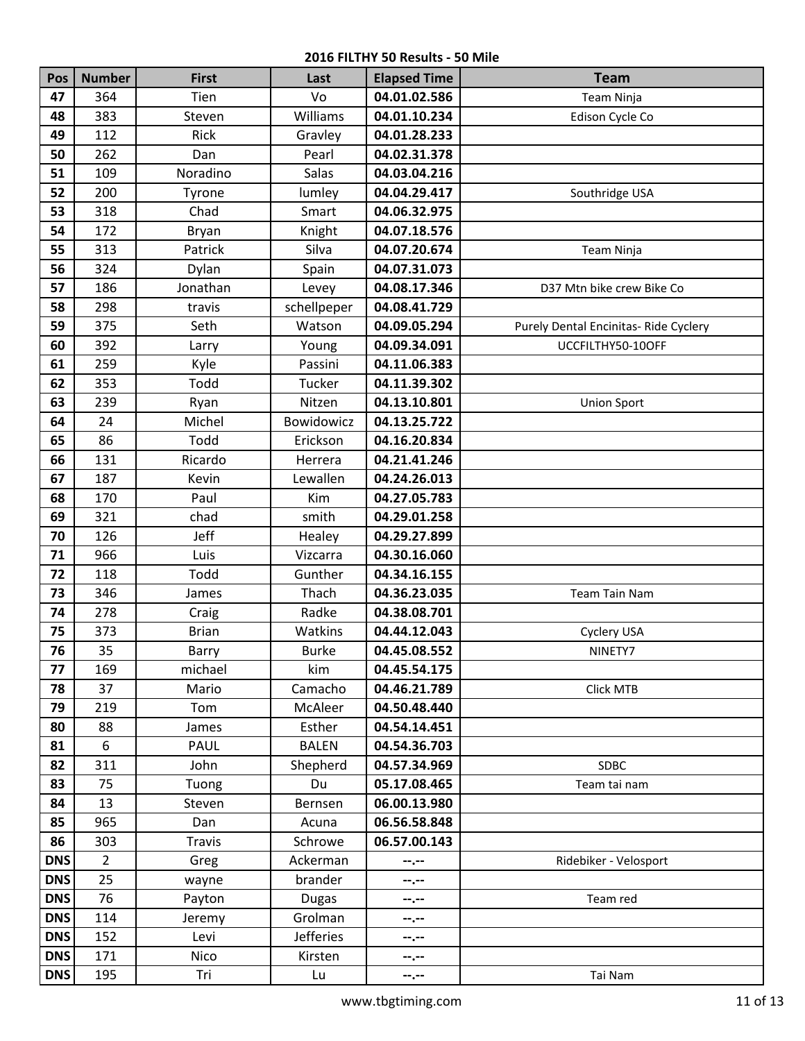**2016 FILTHY 50 Results - 50 Mile**

| Pos | Number | First | Last | Elapsed Time | Team |
|---|---|---|---|---|---|
| 47 | 364 | Tien | Vo | 04.01.02.586 | Team Ninja |
| 48 | 383 | Steven | Williams | 04.01.10.234 | Edison Cycle Co |
| 49 | 112 | Rick | Gravley | 04.01.28.233 | |
| 50 | 262 | Dan | Pearl | 04.02.31.378 | |
| 51 | 109 | Noradino | Salas | 04.03.04.216 | |
| 52 | 200 | Tyrone | lumley | 04.04.29.417 | Southridge USA |
| 53 | 318 | Chad | Smart | 04.06.32.975 | |
| 54 | 172 | Bryan | Knight | 04.07.18.576 | |
| 55 | 313 | Patrick | Silva | 04.07.20.674 | Team Ninja |
| 56 | 324 | Dylan | Spain | 04.07.31.073 | |
| 57 | 186 | Jonathan | Levey | 04.08.17.346 | D37 Mtn bike crew Bike Co |
| 58 | 298 | travis | schellpeper | 04.08.41.729 | |
| 59 | 375 | Seth | Watson | 04.09.05.294 | Purely Dental Encinitas- Ride Cyclery |
| 60 | 392 | Larry | Young | 04.09.34.091 | UCCFILTHY50-10OFF |
| 61 | 259 | Kyle | Passini | 04.11.06.383 | |
| 62 | 353 | Todd | Tucker | 04.11.39.302 | |
| 63 | 239 | Ryan | Nitzen | 04.13.10.801 | Union Sport |
| 64 | 24 | Michel | Bowidowicz | 04.13.25.722 | |
| 65 | 86 | Todd | Erickson | 04.16.20.834 | |
| 66 | 131 | Ricardo | Herrera | 04.21.41.246 | |
| 67 | 187 | Kevin | Lewallen | 04.24.26.013 | |
| 68 | 170 | Paul | Kim | 04.27.05.783 | |
| 69 | 321 | chad | smith | 04.29.01.258 | |
| 70 | 126 | Jeff | Healey | 04.29.27.899 | |
| 71 | 966 | Luis | Vizcarra | 04.30.16.060 | |
| 72 | 118 | Todd | Gunther | 04.34.16.155 | |
| 73 | 346 | James | Thach | 04.36.23.035 | Team Tain Nam |
| 74 | 278 | Craig | Radke | 04.38.08.701 | |
| 75 | 373 | Brian | Watkins | 04.44.12.043 | Cyclery USA |
| 76 | 35 | Barry | Burke | 04.45.08.552 | NINETY7 |
| 77 | 169 | michael | kim | 04.45.54.175 | |
| 78 | 37 | Mario | Camacho | 04.46.21.789 | Click MTB |
| 79 | 219 | Tom | McAleer | 04.50.48.440 | |
| 80 | 88 | James | Esther | 04.54.14.451 | |
| 81 | 6 | PAUL | BALEN | 04.54.36.703 | |
| 82 | 311 | John | Shepherd | 04.57.34.969 | SDBC |
| 83 | 75 | Tuong | Du | 05.17.08.465 | Team tai nam |
| 84 | 13 | Steven | Bernsen | 06.00.13.980 | |
| 85 | 965 | Dan | Acuna | 06.56.58.848 | |
| 86 | 303 | Travis | Schrowe | 06.57.00.143 | |
| DNS | 2 | Greg | Ackerman | --.-- | Ridebiker - Velosport |
| DNS | 25 | wayne | brander | --.-- | |
| DNS | 76 | Payton | Dugas | --.-- | Team red |
| DNS | 114 | Jeremy | Grolman | --.-- | |
| DNS | 152 | Levi | Jefferies | --.-- | |
| DNS | 171 | Nico | Kirsten | --.-- | |
| DNS | 195 | Tri | Lu | --.-- | Tai Nam |

www.tbgtiming.com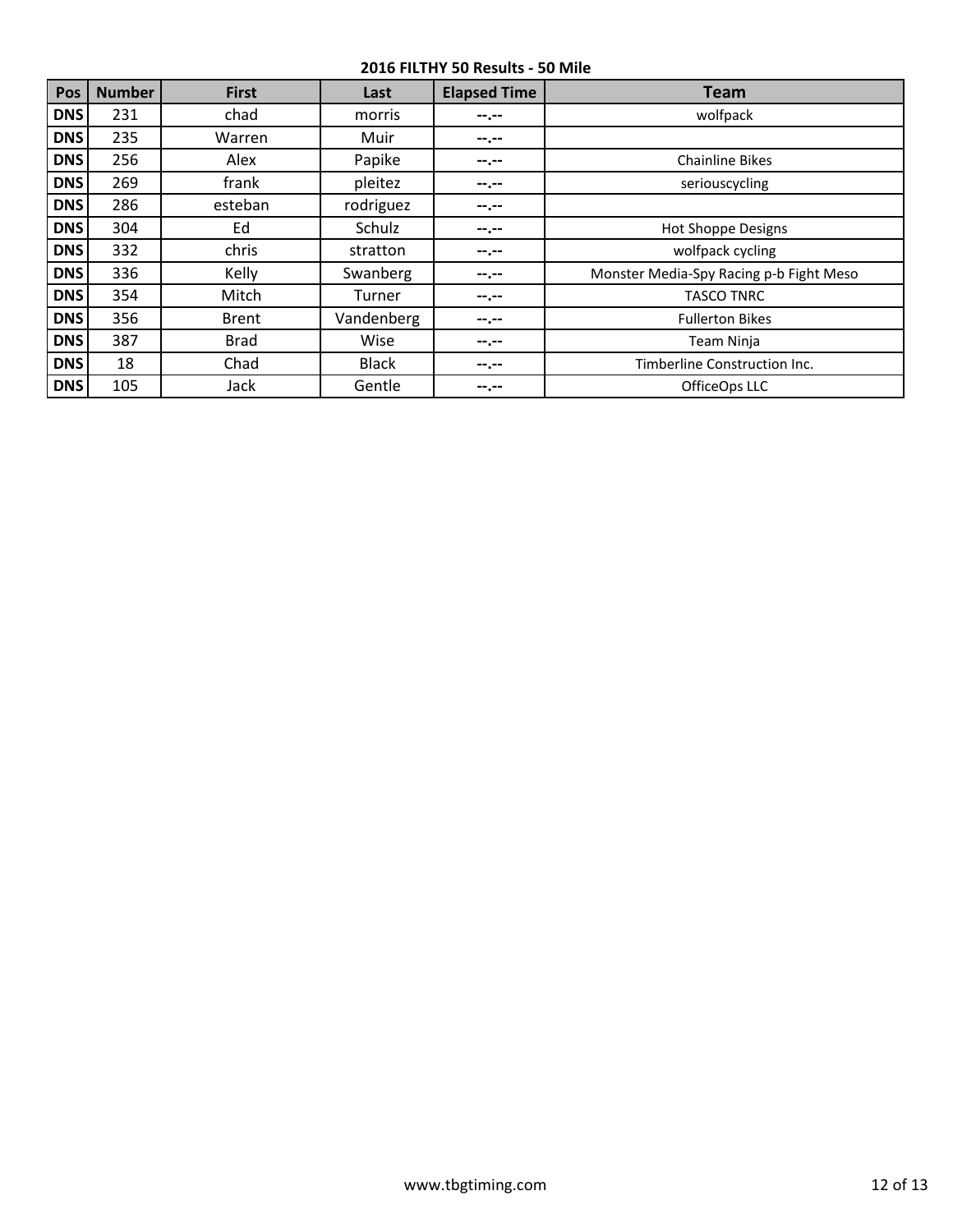**2016 FILTHY 50 Results - 50 Mile**

| Pos | Number | First | Last | Elapsed Time | Team |
|---|---|---|---|---|---|
| **DNS** | 231 | chad | morris | **--.--** | wolfpack |
| **DNS** | 235 | Warren | Muir | **--.--** | |
| **DNS** | 256 | Alex | Papike | **--.--** | Chainline Bikes |
| **DNS** | 269 | frank | pleitez | **--.--** | seriouscycling |
| **DNS** | 286 | esteban | rodriguez | **--.--** | |
| **DNS** | 304 | Ed | Schulz | **--.--** | Hot Shoppe Designs |
| **DNS** | 332 | chris | stratton | **--.--** | wolfpack cycling |
| **DNS** | 336 | Kelly | Swanberg | **--.--** | Monster Media-Spy Racing p-b Fight Meso |
| **DNS** | 354 | Mitch | Turner | **--.--** | TASCO TNRC |
| **DNS** | 356 | Brent | Vandenberg | **--.--** | Fullerton Bikes |
| **DNS** | 387 | Brad | Wise | **--.--** | Team Ninja |
| **DNS** | 18 | Chad | Black | **--.--** | Timberline Construction Inc. |
| **DNS** | 105 | Jack | Gentle | **--.--** | OfficeOps LLC |

www.tbgtiming.com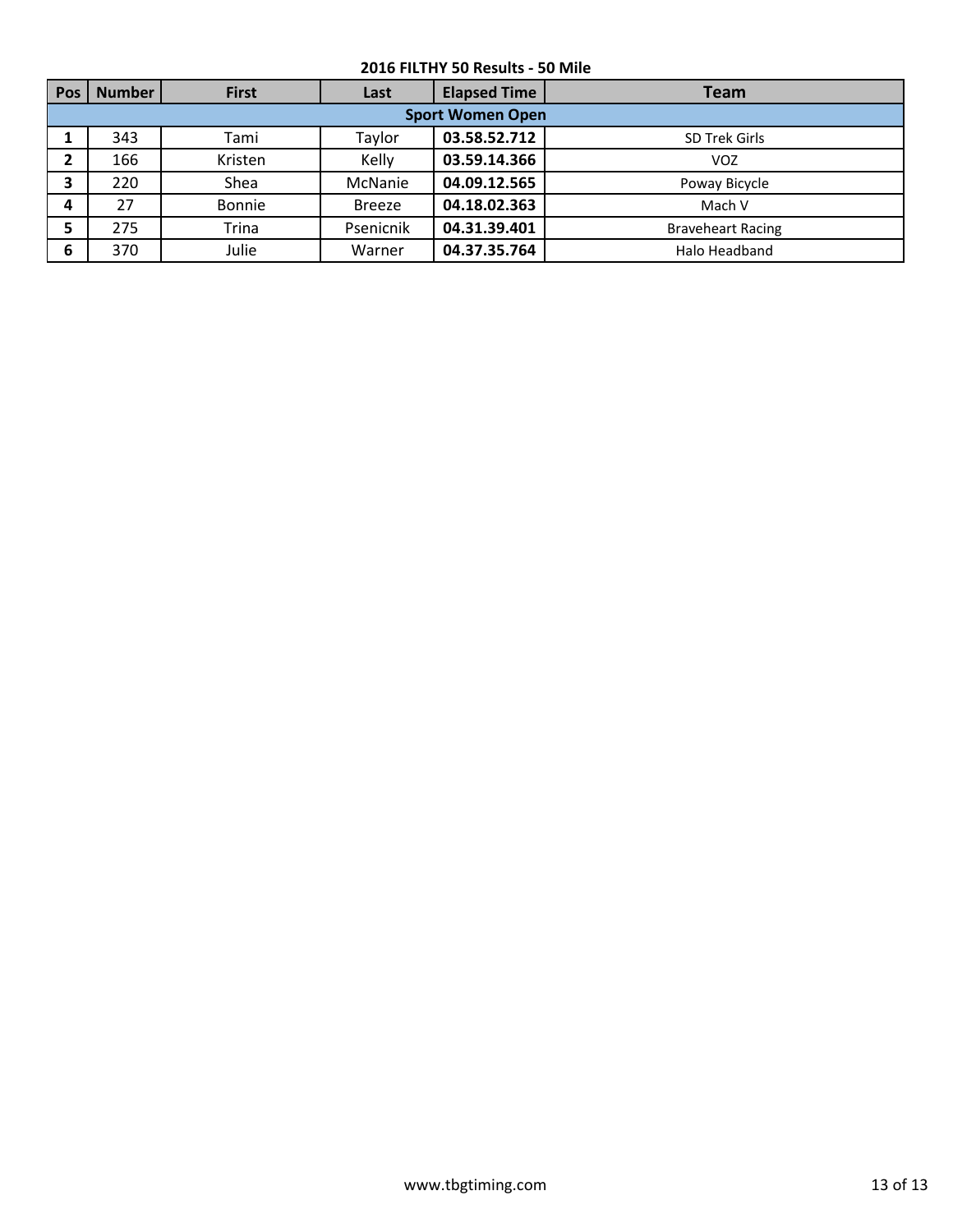**2016 FILTHY 50 Results - 50 Mile**

| Pos | Number | First | Last | Elapsed Time | Team |
|---|---|---|---|---|---|
| **Sport Women Open** | | | | | |
| **1** | 343 | Tami | Taylor | **03.58.52.712** | SD Trek Girls |
| **2** | 166 | Kristen | Kelly | **03.59.14.366** | VOZ |
| **3** | 220 | Shea | McNanie | **04.09.12.565** | Poway Bicycle |
| **4** | 27 | Bonnie | Breeze | **04.18.02.363** | Mach V |
| **5** | 275 | Trina | Psenicnik | **04.31.39.401** | Braveheart Racing |
| **6** | 370 | Julie | Warner | **04.37.35.764** | Halo Headband |

www.tbgtiming.com